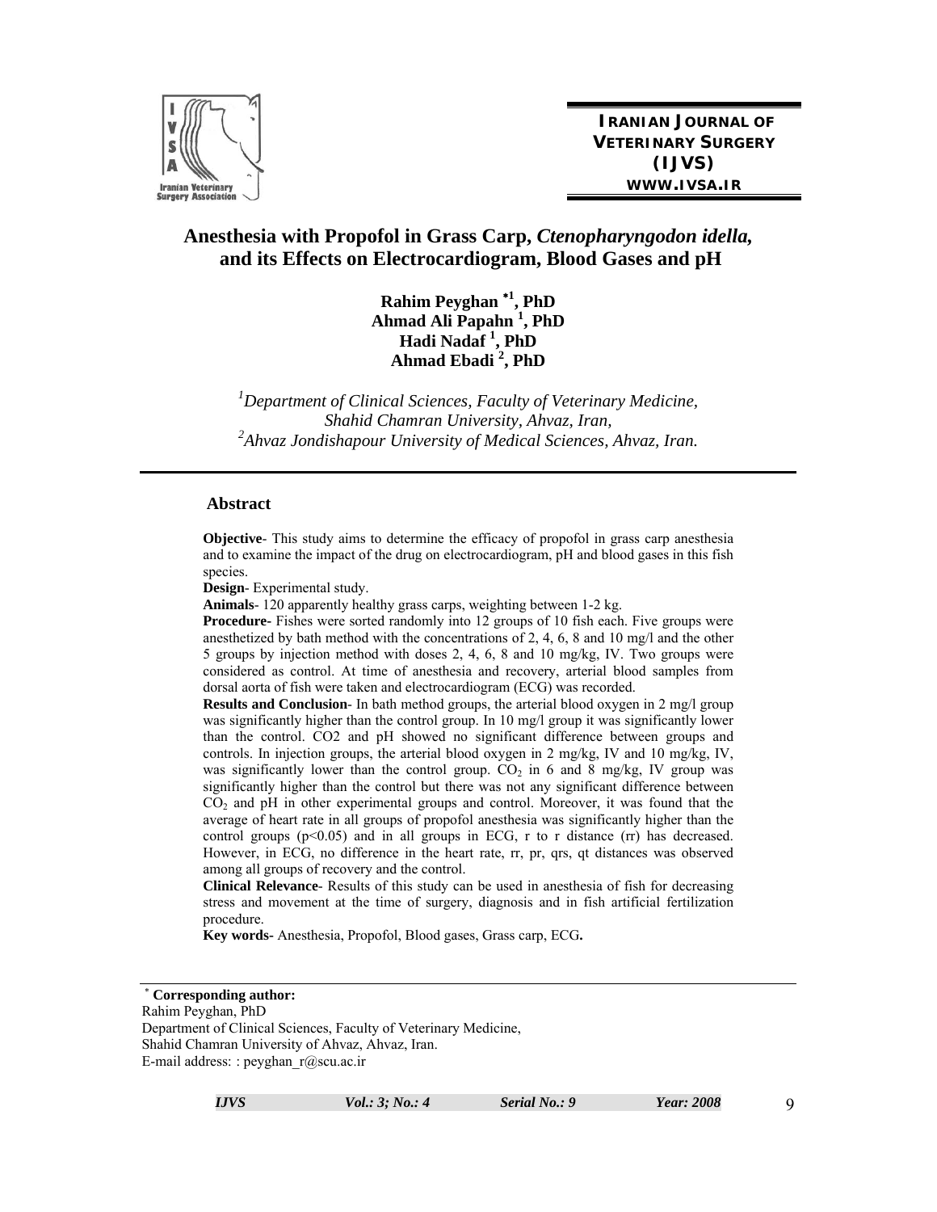**IRANIAN JOURNAL OF VETERINARY SURGERY (IJVS)**
**WWW.IVSA.IR**

# Anesthesia with Propofol in Grass Carp, *Ctenopharyngodon idella*, and its Effects on Electrocardiogram, Blood Gases and pH

**Rahim Peyghan [*1], PhD**
**Ahmad Ali Papahn [1], PhD**
**Hadi Nadaf [1], PhD**
**Ahmad Ebadi [2], PhD**

*[1]Department of Clinical Sciences, Faculty of Veterinary Medicine, Shahid Chamran University, Ahvaz, Iran,*
*[2]Ahvaz Jondishapour University of Medical Sciences, Ahvaz, Iran.*

## Abstract

**Objective**- This study aims to determine the efficacy of propofol in grass carp anesthesia and to examine the impact of the drug on electrocardiogram, pH and blood gases in this fish species.

**Design**- Experimental study.

**Animals**- 120 apparently healthy grass carps, weighting between 1-2 kg.

**Procedure**- Fishes were sorted randomly into 12 groups of 10 fish each. Five groups were anesthetized by bath method with the concentrations of 2, 4, 6, 8 and 10 mg/l and the other 5 groups by injection method with doses 2, 4, 6, 8 and 10 mg/kg, IV. Two groups were considered as control. At time of anesthesia and recovery, arterial blood samples from dorsal aorta of fish were taken and electrocardiogram (ECG) was recorded.

**Results and Conclusion**- In bath method groups, the arterial blood oxygen in 2 mg/l group was significantly higher than the control group. In 10 mg/l group it was significantly lower than the control. CO2 and pH showed no significant difference between groups and controls. In injection groups, the arterial blood oxygen in 2 mg/kg, IV and 10 mg/kg, IV, was significantly lower than the control group. $CO_2$ in 6 and 8 mg/kg, IV group was significantly higher than the control but there was not any significant difference between $CO_2$ and pH in other experimental groups and control. Moreover, it was found that the average of heart rate in all groups of propofol anesthesia was significantly higher than the control groups ($p<0.05$) and in all groups in ECG, r to r distance (rr) has decreased. However, in ECG, no difference in the heart rate, rr, pr, qrs, qt distances was observed among all groups of recovery and the control.

**Clinical Relevance**- Results of this study can be used in anesthesia of fish for decreasing stress and movement at the time of surgery, diagnosis and in fish artificial fertilization procedure.

**Key words**- Anesthesia, Propofol, Blood gases, Grass carp, ECG**.**

---

[*] **Corresponding author:**
Rahim Peyghan, PhD
Department of Clinical Sciences, Faculty of Veterinary Medicine,
Shahid Chamran University of Ahvaz, Ahvaz, Iran.
E-mail address: : peyghan_r@scu.ac.ir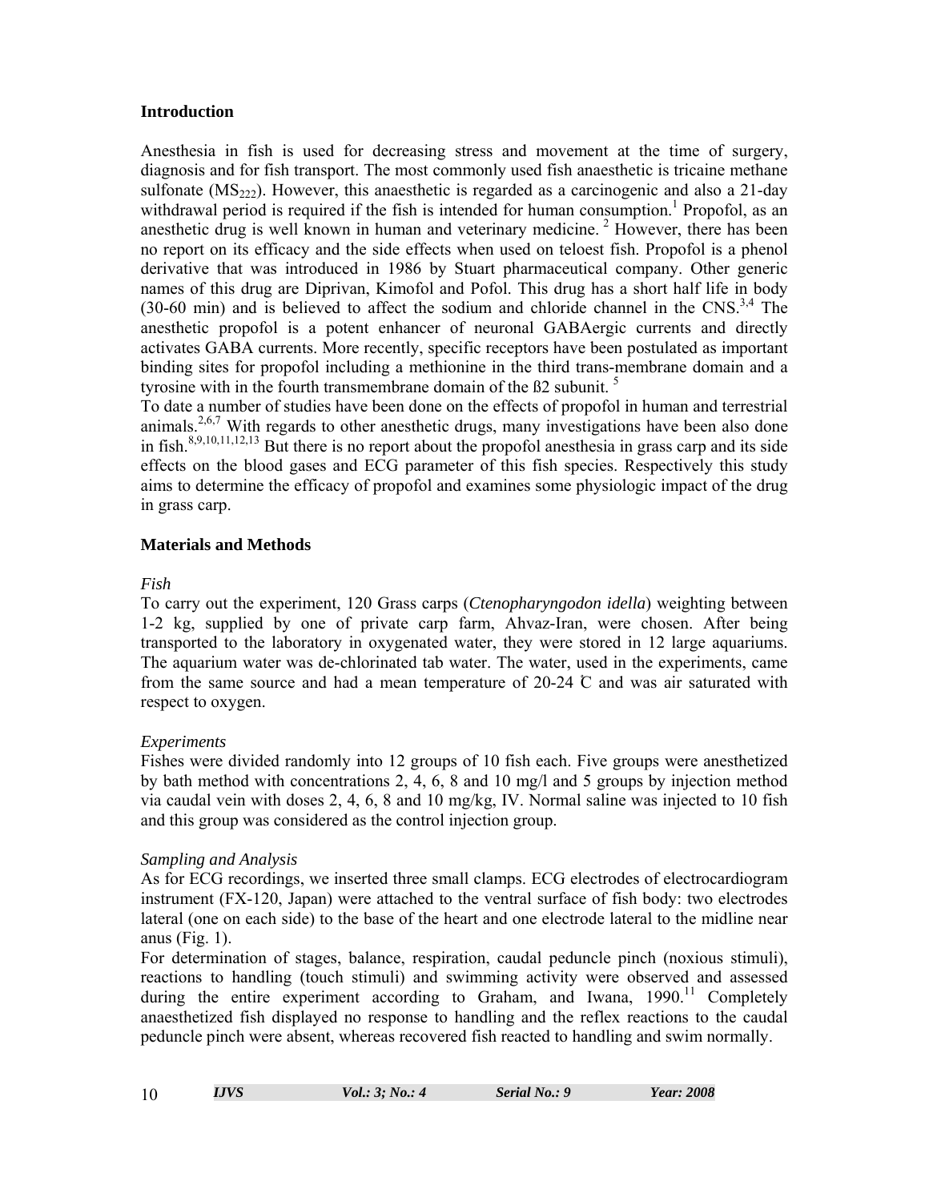## Introduction

Anesthesia in fish is used for decreasing stress and movement at the time of surgery, diagnosis and for fish transport. The most commonly used fish anaesthetic is tricaine methane sulfonate ($MS_{222}$). However, this anaesthetic is regarded as a carcinogenic and also a 21-day withdrawal period is required if the fish is intended for human consumption.[1] Propofol, as an anesthetic drug is well known in human and veterinary medicine. [2] However, there has been no report on its efficacy and the side effects when used on teloest fish. Propofol is a phenol derivative that was introduced in 1986 by Stuart pharmaceutical company. Other generic names of this drug are Diprivan, Kimofol and Pofol. This drug has a short half life in body (30-60 min) and is believed to affect the sodium and chloride channel in the CNS.[3,4] The anesthetic propofol is a potent enhancer of neuronal GABAergic currents and directly activates GABA currents. More recently, specific receptors have been postulated as important binding sites for propofol including a methionine in the third trans-membrane domain and a tyrosine with in the fourth transmembrane domain of the ß2 subunit. [5]

To date a number of studies have been done on the effects of propofol in human and terrestrial animals.[2,6,7] With regards to other anesthetic drugs, many investigations have been also done in fish.[8,9,10,11,12,13] But there is no report about the propofol anesthesia in grass carp and its side effects on the blood gases and ECG parameter of this fish species. Respectively this study aims to determine the efficacy of propofol and examines some physiologic impact of the drug in grass carp.

## Materials and Methods

### *Fish*

To carry out the experiment, 120 Grass carps (*Ctenopharyngodon idella*) weighting between 1-2 kg, supplied by one of private carp farm, Ahvaz-Iran, were chosen. After being transported to the laboratory in oxygenated water, they were stored in 12 large aquariums. The aquarium water was de-chlorinated tab water. The water, used in the experiments, came from the same source and had a mean temperature of 20-24 ̊C and was air saturated with respect to oxygen.

### *Experiments*

Fishes were divided randomly into 12 groups of 10 fish each. Five groups were anesthetized by bath method with concentrations 2, 4, 6, 8 and 10 mg/l and 5 groups by injection method via caudal vein with doses 2, 4, 6, 8 and 10 mg/kg, IV. Normal saline was injected to 10 fish and this group was considered as the control injection group.

### *Sampling and Analysis*

As for ECG recordings, we inserted three small clamps. ECG electrodes of electrocardiogram instrument (FX-120, Japan) were attached to the ventral surface of fish body: two electrodes lateral (one on each side) to the base of the heart and one electrode lateral to the midline near anus (Fig. 1).

For determination of stages, balance, respiration, caudal peduncle pinch (noxious stimuli), reactions to handling (touch stimuli) and swimming activity were observed and assessed during the entire experiment according to Graham, and Iwana, 1990.[11] Completely anaesthetized fish displayed no response to handling and the reflex reactions to the caudal peduncle pinch were absent, whereas recovered fish reacted to handling and swim normally.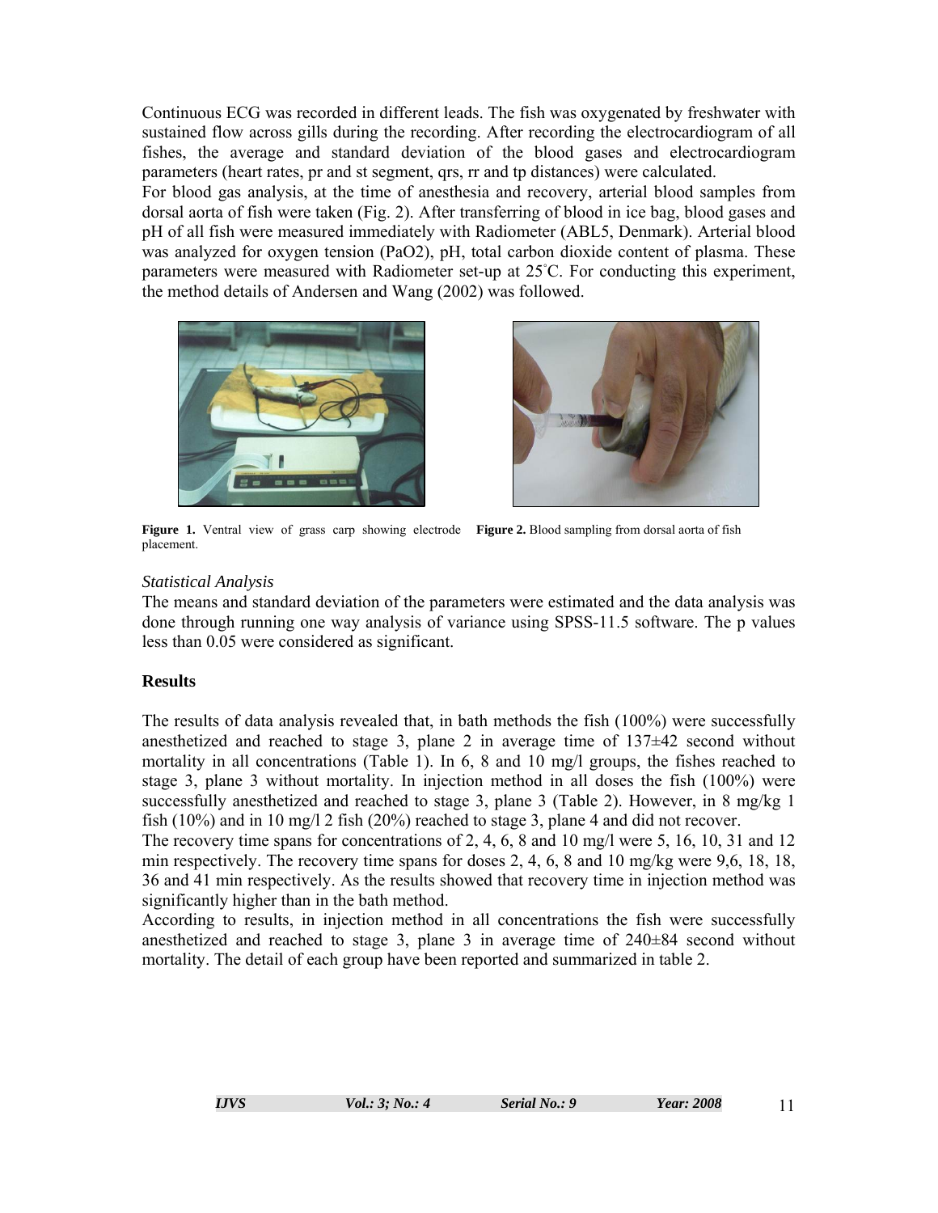Continuous ECG was recorded in different leads. The fish was oxygenated by freshwater with sustained flow across gills during the recording. After recording the electrocardiogram of all fishes, the average and standard deviation of the blood gases and electrocardiogram parameters (heart rates, pr and st segment, qrs, rr and tp distances) were calculated.

For blood gas analysis, at the time of anesthesia and recovery, arterial blood samples from dorsal aorta of fish were taken (Fig. 2). After transferring of blood in ice bag, blood gases and pH of all fish were measured immediately with Radiometer (ABL5, Denmark). Arterial blood was analyzed for oxygen tension (PaO2), pH, total carbon dioxide content of plasma. These parameters were measured with Radiometer set-up at 25˚C. For conducting this experiment, the method details of Andersen and Wang (2002) was followed.

**Figure 1.** Ventral view of grass carp showing electrode placement.

**Figure 2.** Blood sampling from dorsal aorta of fish

*Statistical Analysis*

The means and standard deviation of the parameters were estimated and the data analysis was done through running one way analysis of variance using SPSS-11.5 software. The p values less than 0.05 were considered as significant.

## Results

The results of data analysis revealed that, in bath methods the fish (100%) were successfully anesthetized and reached to stage 3, plane 2 in average time of 137±42 second without mortality in all concentrations (Table 1). In 6, 8 and 10 mg/l groups, the fishes reached to stage 3, plane 3 without mortality. In injection method in all doses the fish (100%) were successfully anesthetized and reached to stage 3, plane 3 (Table 2). However, in 8 mg/kg 1 fish (10%) and in 10 mg/l 2 fish (20%) reached to stage 3, plane 4 and did not recover.

The recovery time spans for concentrations of 2, 4, 6, 8 and 10 mg/l were 5, 16, 10, 31 and 12 min respectively. The recovery time spans for doses 2, 4, 6, 8 and 10 mg/kg were 9,6, 18, 18, 36 and 41 min respectively. As the results showed that recovery time in injection method was significantly higher than in the bath method.

According to results, in injection method in all concentrations the fish were successfully anesthetized and reached to stage 3, plane 3 in average time of 240±84 second without mortality. The detail of each group have been reported and summarized in table 2.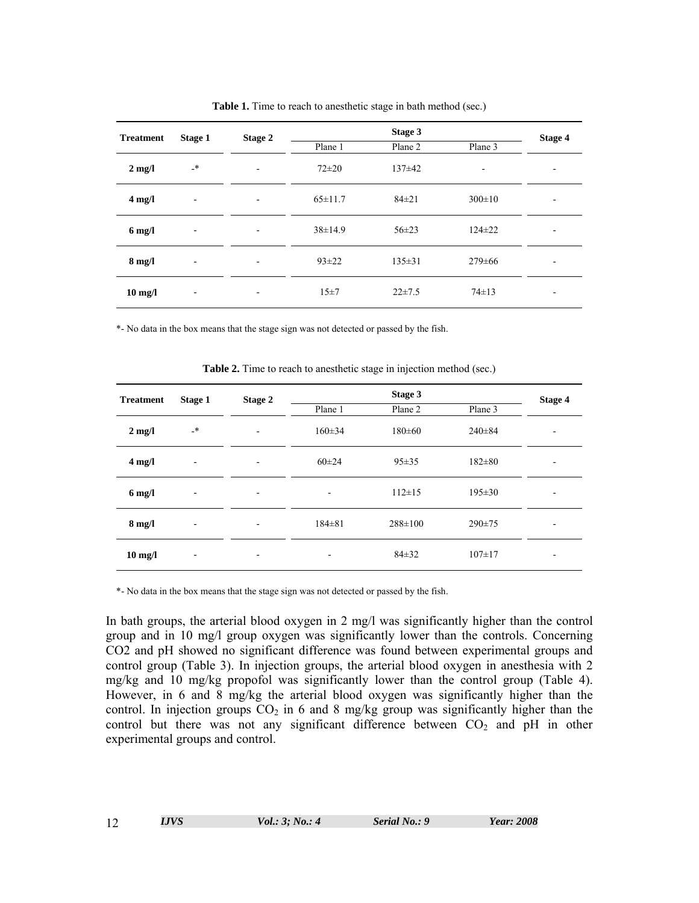**Table 1.** Time to reach to anesthetic stage in bath method (sec.)

| Treatment | Stage 1 | Stage 2 | Stage 3 | | | Stage 4 |
|---|---|---|---|---|---|---|
| | | | Plane 1 | Plane 2 | Plane 3 | |
| **2 mg/l** | -* | - | 72±20 | 137±42 | - | - |
| **4 mg/l** | - | - | 65±11.7 | 84±21 | 300±10 | - |
| **6 mg/l** | - | - | 38±14.9 | 56±23 | 124±22 | - |
| **8 mg/l** | - | - | 93±22 | 135±31 | 279±66 | - |
| **10 mg/l** | - | - | 15±7 | 22±7.5 | 74±13 | - |

*- No data in the box means that the stage sign was not detected or passed by the fish.

**Table 2.** Time to reach to anesthetic stage in injection method (sec.)

| Treatment | Stage 1 | Stage 2 | Stage 3 | | | Stage 4 |
|---|---|---|---|---|---|---|
| | | | Plane 1 | Plane 2 | Plane 3 | |
| **2 mg/l** | -* | - | 160±34 | 180±60 | 240±84 | - |
| **4 mg/l** | - | - | 60±24 | 95±35 | 182±80 | - |
| **6 mg/l** | - | - | - | 112±15 | 195±30 | - |
| **8 mg/l** | - | - | 184±81 | 288±100 | 290±75 | - |
| **10 mg/l** | - | - | - | 84±32 | 107±17 | - |

*- No data in the box means that the stage sign was not detected or passed by the fish.

In bath groups, the arterial blood oxygen in 2 mg/l was significantly higher than the control group and in 10 mg/l group oxygen was significantly lower than the controls. Concerning CO2 and pH showed no significant difference was found between experimental groups and control group (Table 3). In injection groups, the arterial blood oxygen in anesthesia with 2 mg/kg and 10 mg/kg propofol was significantly lower than the control group (Table 4). However, in 6 and 8 mg/kg the arterial blood oxygen was significantly higher than the control. In injection groups $CO_2$ in 6 and 8 mg/kg group was significantly higher than the control but there was not any significant difference between $CO_2$ and pH in other experimental groups and control.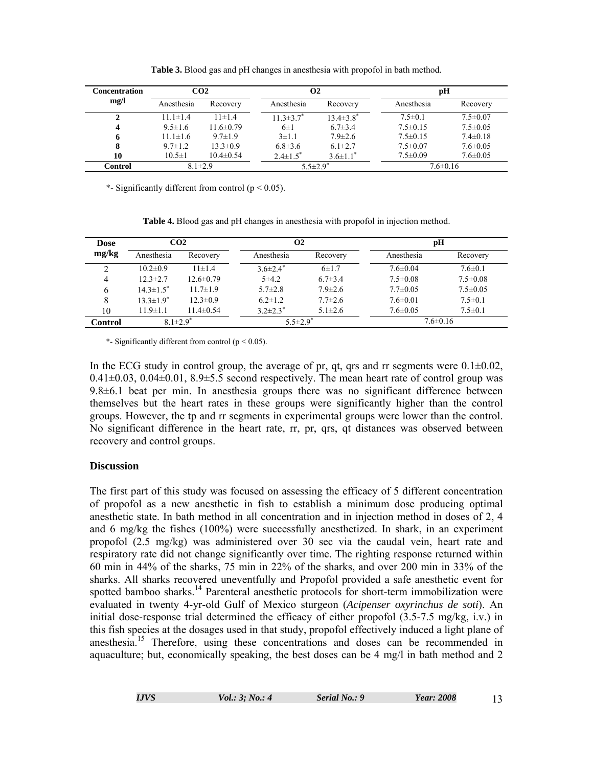**Table 3.** Blood gas and pH changes in anesthesia with propofol in bath method.

| Concentration mg/l | $CO_2$ | | $O_2$ | | pH | |
|---|---|---|---|---|---|---|
| | Anesthesia | Recovery | Anesthesia | Recovery | Anesthesia | Recovery |
| **2** | 11.1±1.4 | 11±1.4 | 11.3±3.7* | 13.4±3.8* | 7.5±0.1 | 7.5±0.07 |
| **4** | 9.5±1.6 | 11.6±0.79 | 6±1 | 6.7±3.4 | 7.5±0.15 | 7.5±0.05 |
| **6** | 11.1±1.6 | 9.7±1.9 | 3±1.1 | 7.9±2.6 | 7.5±0.15 | 7.4±0.18 |
| **8** | 9.7±1.2 | 13.3±0.9 | 6.8±3.6 | 6.1±2.7 | 7.5±0.07 | 7.6±0.05 |
| **10** | 10.5±1 | 10.4±0.54 | 2.4±1.5* | 3.6±1.1* | 7.5±0.09 | 7.6±0.05 |
| **Control** | 8.1±2.9 | | 5.5±2.9* | | 7.6±0.16 | |

*- Significantly different from control ($p < 0.05$).

**Table 4.** Blood gas and pH changes in anesthesia with propofol in injection method.

| Dose mg/kg | $CO_2$ | | $O_2$ | | pH | |
|---|---|---|---|---|---|---|
| | Anesthesia | Recovery | Anesthesia | Recovery | Anesthesia | Recovery |
| 2 | 10.2±0.9 | 11±1.4 | 3.6±2.4* | 6±1.7 | 7.6±0.04 | 7.6±0.1 |
| 4 | 12.3±2.7 | 12.6±0.79 | 5±4.2 | 6.7±3.4 | 7.5±0.08 | 7.5±0.08 |
| 6 | 14.3±1.5* | 11.7±1.9 | 5.7±2.8 | 7.9±2.6 | 7.7±0.05 | 7.5±0.05 |
| 8 | 13.3±1.9* | 12.3±0.9 | 6.2±1.2 | 7.7±2.6 | 7.6±0.01 | 7.5±0.1 |
| 10 | 11.9±1.1 | 11.4±0.54 | 3.2±2.3* | 5.1±2.6 | 7.6±0.05 | 7.5±0.1 |
| **Control** | 8.1±2.9* | | 5.5±2.9* | | 7.6±0.16 | |

*- Significantly different from control ($p < 0.05$).

In the ECG study in control group, the average of pr, qt, qrs and rr segments were 0.1±0.02, 0.41±0.03, 0.04±0.01, 8.9±5.5 second respectively. The mean heart rate of control group was 9.8±6.1 beat per min. In anesthesia groups there was no significant difference between themselves but the heart rates in these groups were significantly higher than the control groups. However, the tp and rr segments in experimental groups were lower than the control. No significant difference in the heart rate, rr, pr, qrs, qt distances was observed between recovery and control groups.

## Discussion

The first part of this study was focused on assessing the efficacy of 5 different concentration of propofol as a new anesthetic in fish to establish a minimum dose producing optimal anesthetic state. In bath method in all concentration and in injection method in doses of 2, 4 and 6 mg/kg the fishes (100%) were successfully anesthetized. In shark, in an experiment propofol (2.5 mg/kg) was administered over 30 sec via the caudal vein, heart rate and respiratory rate did not change significantly over time. The righting response returned within 60 min in 44% of the sharks, 75 min in 22% of the sharks, and over 200 min in 33% of the sharks. All sharks recovered uneventfully and Propofol provided a safe anesthetic event for spotted bamboo sharks.[14] Parenteral anesthetic protocols for short-term immobilization were evaluated in twenty 4-yr-old Gulf of Mexico sturgeon (*Acipenser oxyrinchus de soti*). An initial dose-response trial determined the efficacy of either propofol (3.5-7.5 mg/kg, i.v.) in this fish species at the dosages used in that study, propofol effectively induced a light plane of anesthesia.[15] Therefore, using these concentrations and doses can be recommended in aquaculture; but, economically speaking, the best doses can be 4 mg/l in bath method and 2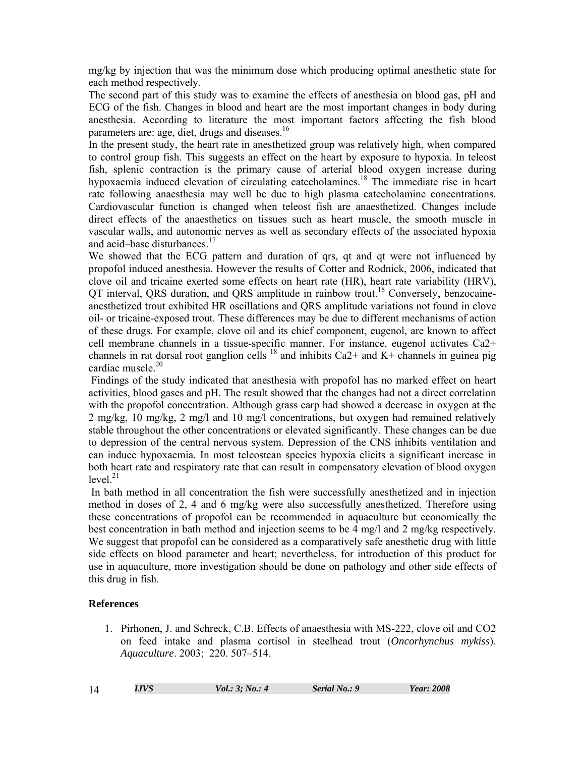mg/kg by injection that was the minimum dose which producing optimal anesthetic state for each method respectively.

The second part of this study was to examine the effects of anesthesia on blood gas, pH and ECG of the fish. Changes in blood and heart are the most important changes in body during anesthesia. According to literature the most important factors affecting the fish blood parameters are: age, diet, drugs and diseases.[16]

In the present study, the heart rate in anesthetized group was relatively high, when compared to control group fish. This suggests an effect on the heart by exposure to hypoxia. In teleost fish, splenic contraction is the primary cause of arterial blood oxygen increase during hypoxaemia induced elevation of circulating catecholamines.[18] The immediate rise in heart rate following anaesthesia may well be due to high plasma catecholamine concentrations. Cardiovascular function is changed when teleost fish are anaesthetized. Changes include direct effects of the anaesthetics on tissues such as heart muscle, the smooth muscle in vascular walls, and autonomic nerves as well as secondary effects of the associated hypoxia and acid–base disturbances.[17]

We showed that the ECG pattern and duration of qrs, qt and qt were not influenced by propofol induced anesthesia. However the results of Cotter and Rodnick, 2006, indicated that clove oil and tricaine exerted some effects on heart rate (HR), heart rate variability (HRV), QT interval, QRS duration, and QRS amplitude in rainbow trout.[18] Conversely, benzocaine-anesthetized trout exhibited HR oscillations and QRS amplitude variations not found in clove oil- or tricaine-exposed trout. These differences may be due to different mechanisms of action of these drugs. For example, clove oil and its chief component, eugenol, are known to affect cell membrane channels in a tissue-specific manner. For instance, eugenol activates $Ca^{2+}$ channels in rat dorsal root ganglion cells [18] and inhibits $Ca^{2+}$ and $K^{+}$ channels in guinea pig cardiac muscle.[20]

Findings of the study indicated that anesthesia with propofol has no marked effect on heart activities, blood gases and pH. The result showed that the changes had not a direct correlation with the propofol concentration. Although grass carp had showed a decrease in oxygen at the 2 mg/kg, 10 mg/kg, 2 mg/l and 10 mg/l concentrations, but oxygen had remained relatively stable throughout the other concentrations or elevated significantly. These changes can be due to depression of the central nervous system. Depression of the CNS inhibits ventilation and can induce hypoxaemia. In most teleostean species hypoxia elicits a significant increase in both heart rate and respiratory rate that can result in compensatory elevation of blood oxygen level.[21]

In bath method in all concentration the fish were successfully anesthetized and in injection method in doses of 2, 4 and 6 mg/kg were also successfully anesthetized. Therefore using these concentrations of propofol can be recommended in aquaculture but economically the best concentration in bath method and injection seems to be 4 mg/l and 2 mg/kg respectively. We suggest that propofol can be considered as a comparatively safe anesthetic drug with little side effects on blood parameter and heart; nevertheless, for introduction of this product for use in aquaculture, more investigation should be done on pathology and other side effects of this drug in fish.

## References

1. Pirhonen, J. and Schreck, C.B. Effects of anaesthesia with MS-222, clove oil and CO2 on feed intake and plasma cortisol in steelhead trout (*Oncorhynchus mykiss*). *Aquaculture*. 2003; 220. 507–514.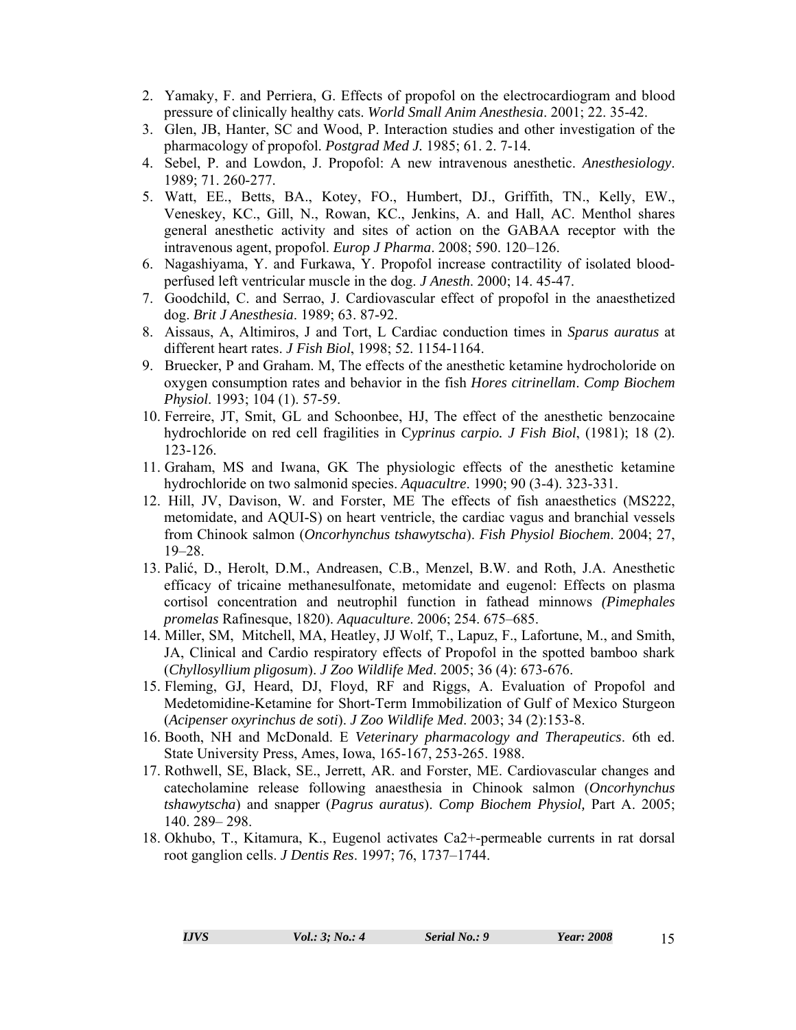2. Yamaky, F. and Perriera, G. Effects of propofol on the electrocardiogram and blood pressure of clinically healthy cats. *World Small Anim Anesthesia*. 2001; 22. 35-42.
3. Glen, JB, Hanter, SC and Wood, P. Interaction studies and other investigation of the pharmacology of propofol. *Postgrad Med J.* 1985; 61. 2. 7-14.
4. Sebel, P. and Lowdon, J. Propofol: A new intravenous anesthetic. *Anesthesiology*. 1989; 71. 260-277.
5. Watt, EE., Betts, BA., Kotey, FO., Humbert, DJ., Griffith, TN., Kelly, EW., Veneskey, KC., Gill, N., Rowan, KC., Jenkins, A. and Hall, AC. Menthol shares general anesthetic activity and sites of action on the GABAA receptor with the intravenous agent, propofol. *Europ J Pharma*. 2008; 590. 120–126.
6. Nagashiyama, Y. and Furkawa, Y. Propofol increase contractility of isolated blood-perfused left ventricular muscle in the dog. *J Anesth*. 2000; 14. 45-47.
7. Goodchild, C. and Serrao, J. Cardiovascular effect of propofol in the anaesthetized dog. *Brit J Anesthesia*. 1989; 63. 87-92.
8. Aissaus, A, Altimiros, J and Tort, L Cardiac conduction times in *Sparus auratus* at different heart rates. *J Fish Biol*, 1998; 52. 1154-1164.
9. Bruecker, P and Graham. M, The effects of the anesthetic ketamine hydrocholoride on oxygen consumption rates and behavior in the fish *Hores citrinellam*. *Comp Biochem Physiol*. 1993; 104 (1). 57-59.
10. Ferreire, JT, Smit, GL and Schoonbee, HJ, The effect of the anesthetic benzocaine hydrochloride on red cell fragilities in C*yprinus carpio. J Fish Biol*, (1981); 18 (2). 123-126.
11. Graham, MS and Iwana, GK The physiologic effects of the anesthetic ketamine hydrochloride on two salmonid species. *Aquacultre*. 1990; 90 (3-4). 323-331.
12. Hill, JV, Davison, W. and Forster, ME The effects of fish anaesthetics (MS222, metomidate, and AQUI-S) on heart ventricle, the cardiac vagus and branchial vessels from Chinook salmon (*Oncorhynchus tshawytscha*). *Fish Physiol Biochem*. 2004; 27, 19–28.
13. Palić, D., Herolt, D.M., Andreasen, C.B., Menzel, B.W. and Roth, J.A. Anesthetic efficacy of tricaine methanesulfonate, metomidate and eugenol: Effects on plasma cortisol concentration and neutrophil function in fathead minnows *(Pimephales promelas* Rafinesque, 1820). *Aquaculture*. 2006; 254. 675–685.
14. Miller, SM, Mitchell, MA, Heatley, JJ Wolf, T., Lapuz, F., Lafortune, M., and Smith, JA, Clinical and Cardio respiratory effects of Propofol in the spotted bamboo shark (*Chyllosyllium pligosum*). *J Zoo Wildlife Med*. 2005; 36 (4): 673-676.
15. Fleming, GJ, Heard, DJ, Floyd, RF and Riggs, A. Evaluation of Propofol and Medetomidine-Ketamine for Short-Term Immobilization of Gulf of Mexico Sturgeon (*Acipenser oxyrinchus de soti*). *J Zoo Wildlife Med*. 2003; 34 (2):153-8.
16. Booth, NH and McDonald. E *Veterinary pharmacology and Therapeutics*. 6th ed. State University Press, Ames, Iowa, 165-167, 253-265. 1988.
17. Rothwell, SE, Black, SE., Jerrett, AR. and Forster, ME. Cardiovascular changes and catecholamine release following anaesthesia in Chinook salmon (*Oncorhynchus tshawytscha*) and snapper (*Pagrus auratus*). *Comp Biochem Physiol,* Part A. 2005; 140. 289– 298.
18. Okhubo, T., Kitamura, K., Eugenol activates Ca2+-permeable currents in rat dorsal root ganglion cells. *J Dentis Res*. 1997; 76, 1737–1744.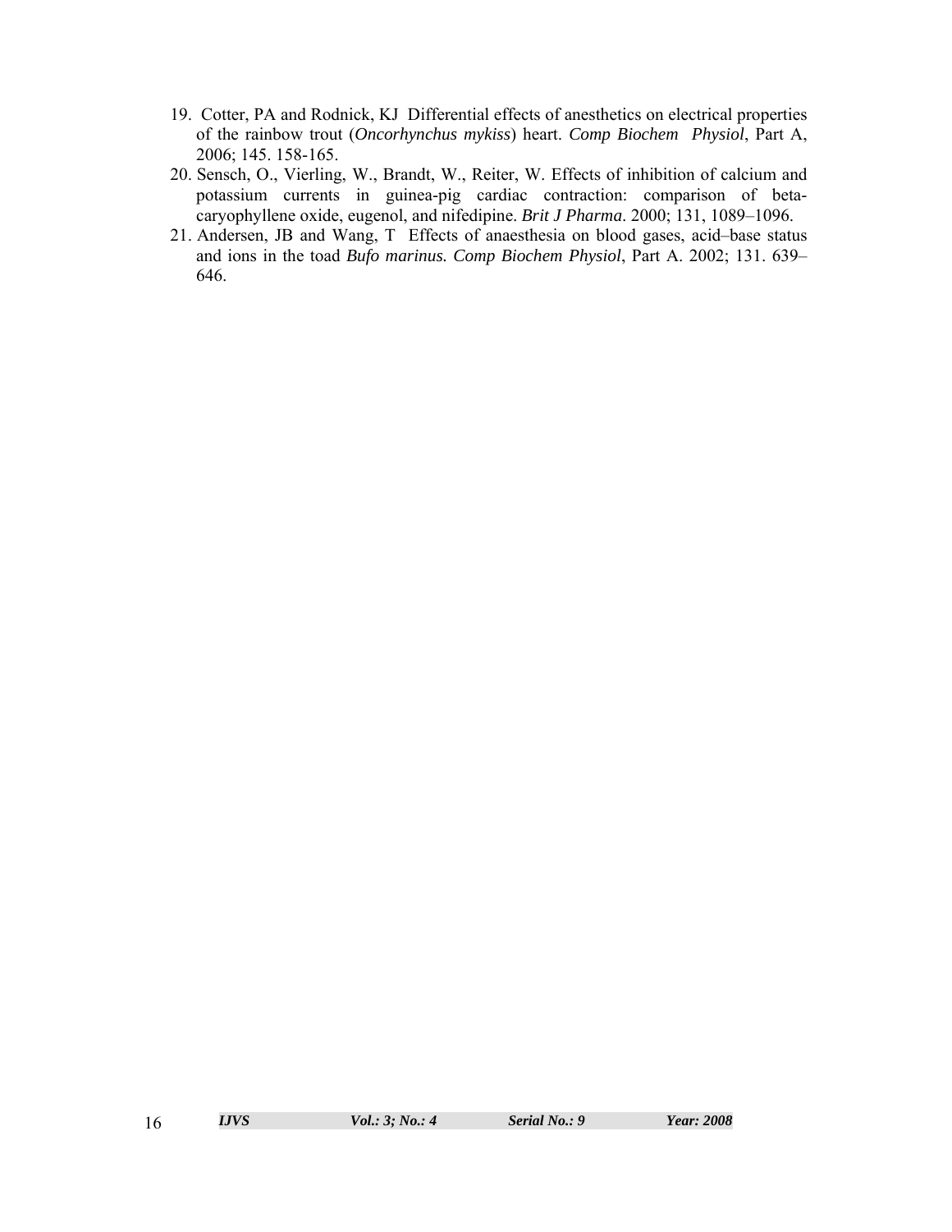19. Cotter, PA and Rodnick, KJ Differential effects of anesthetics on electrical properties of the rainbow trout (*Oncorhynchus mykiss*) heart. *Comp Biochem Physiol*, Part A, 2006; 145. 158-165.
20. Sensch, O., Vierling, W., Brandt, W., Reiter, W. Effects of inhibition of calcium and potassium currents in guinea-pig cardiac contraction: comparison of beta-caryophyllene oxide, eugenol, and nifedipine. *Brit J Pharma*. 2000; 131, 1089–1096.
21. Andersen, JB and Wang, T Effects of anaesthesia on blood gases, acid–base status and ions in the toad *Bufo marinus. Comp Biochem Physiol*, Part A. 2002; 131. 639–646.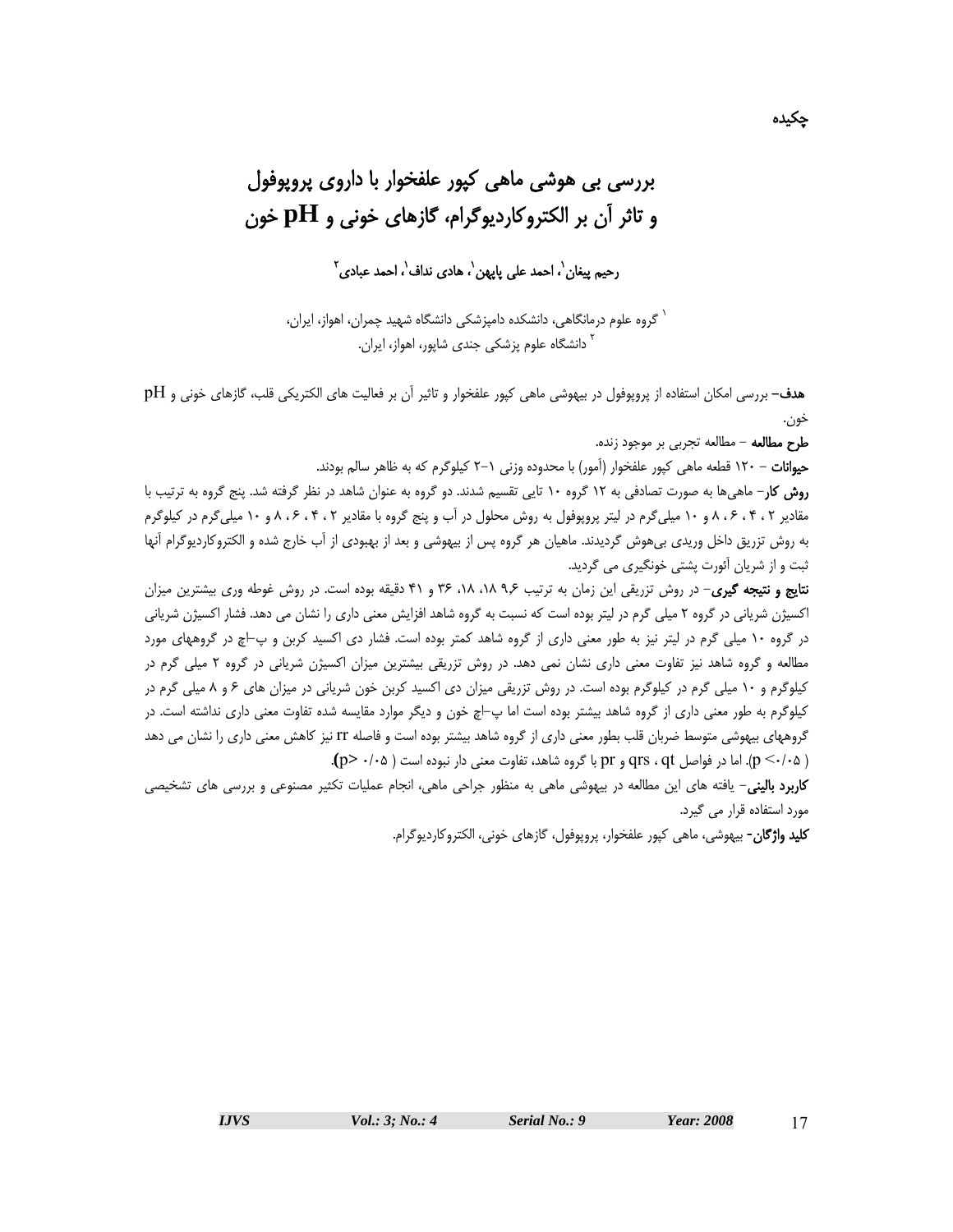چکیده

# بررسی بی هوشی ماهی کپور علفخوار با داروی پروپوفول و تاثر آن بر الکتروکاردیوگرام، گازهای خونی و pH خون

**رحیم پیغان[۱]، احمد علی پایهن[۱]، هادی نداف[۱]، احمد عبادی[۲]**

[۱] گروه علوم درمانگاهی، دانشکده دامپزشکی دانشگاه شهید چمران، اهواز، ایران،
[۲] دانشگاه علوم پزشکی جندی شاپور، اهواز، ایران.

**هدف**– بررسی امکان استفاده از پروپوفول در بیهوشی ماهی کپور علفخوار و تاثیر آن بر فعالیت های الکتریکی قلب، گازهای خونی و pH خون.

**طرح مطالعه** – مطالعه تجربی بر موجود زنده.

**حیوانات** – ۱۲۰ قطعه ماهی کپور علفخوار (آمور) با محدوده وزنی ۱-۲ کیلوگرم که به ظاهر سالم بودند.

**روش کار**– ماهی‌ها به صورت تصادفی به ۱۲ گروه ۱۰ تایی تقسیم شدند. دو گروه به عنوان شاهد در نظر گرفته شد. پنج گروه به ترتیب با مقادیر ۲ ، ۴ ، ۶ ، ۸ و ۱۰ میلی‌گرم در لیتر پروپوفول به روش محلول در آب و پنج گروه با مقادیر ۲ ، ۴ ، ۶ ، ۸ و ۱۰ میلی‌گرم در کیلوگرم به روش تزریق داخل وریدی بی‌هوش گردیدند. ماهیان هر گروه پس از بیهوشی و بعد از بهبودی از آب خارج شده و الکتروکاردیوگرام آنها ثبت و از شریان آئورت پشتی خونگیری می گردید.

**نتایج و نتیجه گیری**– در روش تزریقی این زمان به ترتیب ۹،۶ ،۱۸، ۱۸، ۳۶ و ۴۱ دقیقه بوده است. در روش غوطه وری بیشترین میزان اکسیژن شریانی در گروه ۲ میلی گرم در لیتر بوده است که نسبت به گروه شاهد افزایش معنی داری را نشان می دهد. فشار اکسیژن شریانی در گروه ۱۰ میلی گرم در لیتر نیز به طور معنی داری از گروه شاهد کمتر بوده است. فشار دی اکسید کربن و پ-اچ در گروههای مورد مطالعه و گروه شاهد نیز تفاوت معنی داری نشان نمی دهد. در روش تزریقی بیشترین میزان اکسیژن شریانی در گروه ۲ میلی گرم در کیلوگرم و ۱۰ میلی گرم در کیلوگرم بوده است. در روش تزریقی میزان دی اکسید کربن خون شریانی در میزان های ۶ و ۸ میلی گرم در کیلوگرم به طور معنی داری از گروه شاهد بیشتر بوده است اما پ-اچ خون و دیگر موارد مقایسه شده تفاوت معنی داری نداشته است. در گروههای بیهوشی متوسط ضربان قلب بطور معنی داری از گروه شاهد بیشتر بوده است و فاصله rr نیز کاهش معنی داری را نشان می دهد ($p < 0/05$ ). اما در فواصل qrs ، qt و pr با گروه شاهد، تفاوت معنی دار نبوده است ( $p > 0/05$**).**

**کاربرد بالینی**– یافته های این مطالعه در بیهوشی ماهی به منظور جراحی ماهی، انجام عملیات تکثیر مصنوعی و بررسی های تشخیصی مورد استفاده قرار می گیرد.

**کلید واژگان**- بیهوشی، ماهی کپور علفخوار، پروپوفول، گازهای خونی، الکتروکاردیوگرام.